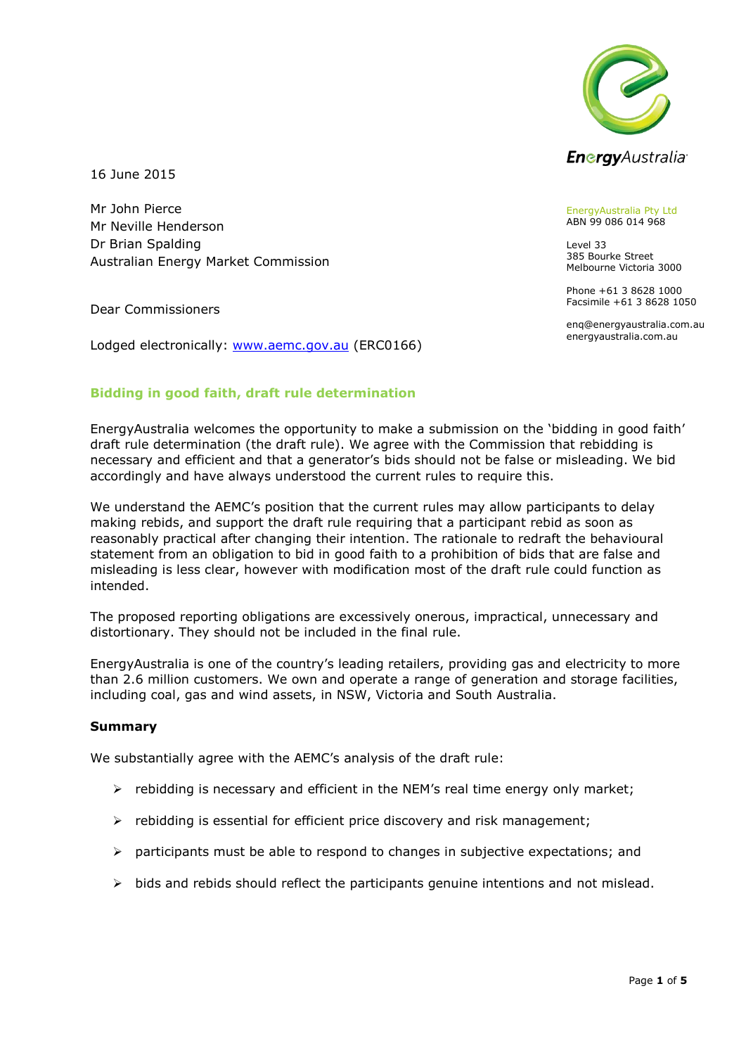EnergyAustralia

EnergyAustralia Pty Ltd
ABN 99 086 014 968

Level 33
385 Bourke Street
Melbourne Victoria 3000

Phone +61 3 8628 1000
Facsimile +61 3 8628 1050

enq@energyaustralia.com.au
energyaustralia.com.au

16 June 2015

Mr John Pierce
Mr Neville Henderson
Dr Brian Spalding
Australian Energy Market Commission

Dear Commissioners

Lodged electronically: www.aemc.gov.au (ERC0166)

## Bidding in good faith, draft rule determination

EnergyAustralia welcomes the opportunity to make a submission on the 'bidding in good faith' draft rule determination (the draft rule). We agree with the Commission that rebidding is necessary and efficient and that a generator's bids should not be false or misleading. We bid accordingly and have always understood the current rules to require this.

We understand the AEMC's position that the current rules may allow participants to delay making rebids, and support the draft rule requiring that a participant rebid as soon as reasonably practical after changing their intention. The rationale to redraft the behavioural statement from an obligation to bid in good faith to a prohibition of bids that are false and misleading is less clear, however with modification most of the draft rule could function as intended.

The proposed reporting obligations are excessively onerous, impractical, unnecessary and distortionary. They should not be included in the final rule.

EnergyAustralia is one of the country's leading retailers, providing gas and electricity to more than 2.6 million customers. We own and operate a range of generation and storage facilities, including coal, gas and wind assets, in NSW, Victoria and South Australia.

**Summary**

We substantially agree with the AEMC's analysis of the draft rule:

- rebidding is necessary and efficient in the NEM's real time energy only market;
- rebidding is essential for efficient price discovery and risk management;
- participants must be able to respond to changes in subjective expectations; and
- bids and rebids should reflect the participants genuine intentions and not mislead.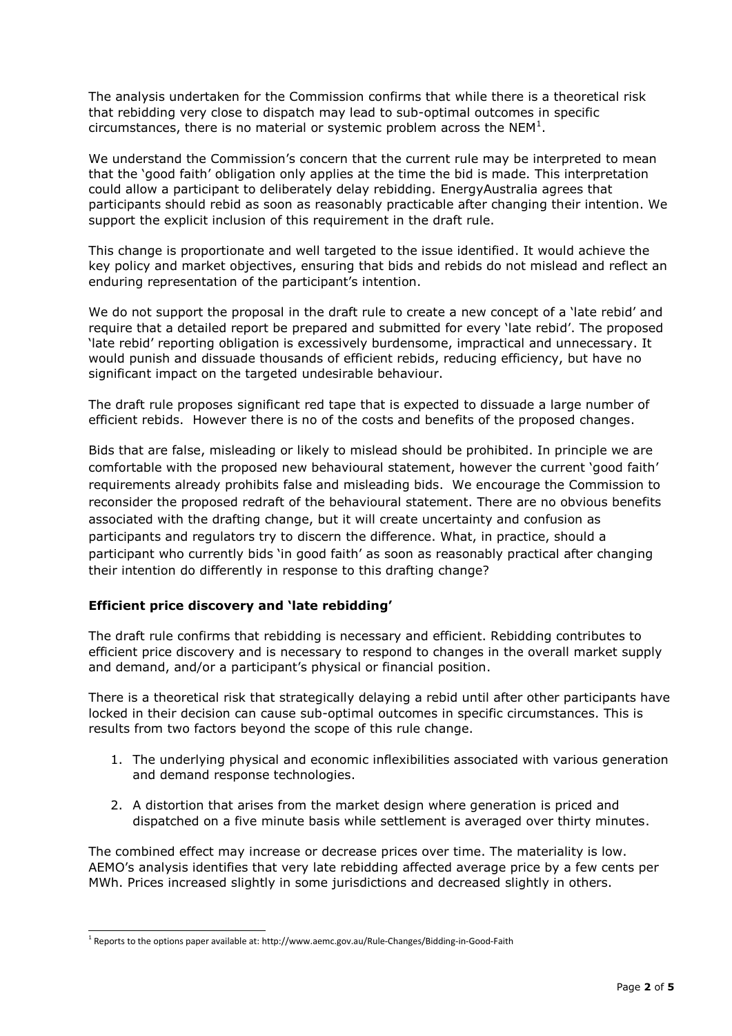The analysis undertaken for the Commission confirms that while there is a theoretical risk that rebidding very close to dispatch may lead to sub-optimal outcomes in specific circumstances, there is no material or systemic problem across the NEM[1].

We understand the Commission's concern that the current rule may be interpreted to mean that the 'good faith' obligation only applies at the time the bid is made. This interpretation could allow a participant to deliberately delay rebidding. EnergyAustralia agrees that participants should rebid as soon as reasonably practicable after changing their intention. We support the explicit inclusion of this requirement in the draft rule.

This change is proportionate and well targeted to the issue identified. It would achieve the key policy and market objectives, ensuring that bids and rebids do not mislead and reflect an enduring representation of the participant's intention.

We do not support the proposal in the draft rule to create a new concept of a 'late rebid' and require that a detailed report be prepared and submitted for every 'late rebid'. The proposed 'late rebid' reporting obligation is excessively burdensome, impractical and unnecessary. It would punish and dissuade thousands of efficient rebids, reducing efficiency, but have no significant impact on the targeted undesirable behaviour.

The draft rule proposes significant red tape that is expected to dissuade a large number of efficient rebids. However there is no of the costs and benefits of the proposed changes.

Bids that are false, misleading or likely to mislead should be prohibited. In principle we are comfortable with the proposed new behavioural statement, however the current 'good faith' requirements already prohibits false and misleading bids. We encourage the Commission to reconsider the proposed redraft of the behavioural statement. There are no obvious benefits associated with the drafting change, but it will create uncertainty and confusion as participants and regulators try to discern the difference. What, in practice, should a participant who currently bids 'in good faith' as soon as reasonably practical after changing their intention do differently in response to this drafting change?

### Efficient price discovery and 'late rebidding'

The draft rule confirms that rebidding is necessary and efficient. Rebidding contributes to efficient price discovery and is necessary to respond to changes in the overall market supply and demand, and/or a participant's physical or financial position.

There is a theoretical risk that strategically delaying a rebid until after other participants have locked in their decision can cause sub-optimal outcomes in specific circumstances. This is results from two factors beyond the scope of this rule change.

1. The underlying physical and economic inflexibilities associated with various generation and demand response technologies.
2. A distortion that arises from the market design where generation is priced and dispatched on a five minute basis while settlement is averaged over thirty minutes.

The combined effect may increase or decrease prices over time. The materiality is low. AEMO's analysis identifies that very late rebidding affected average price by a few cents per MWh. Prices increased slightly in some jurisdictions and decreased slightly in others.

[1] Reports to the options paper available at: http://www.aemc.gov.au/Rule-Changes/Bidding-in-Good-Faith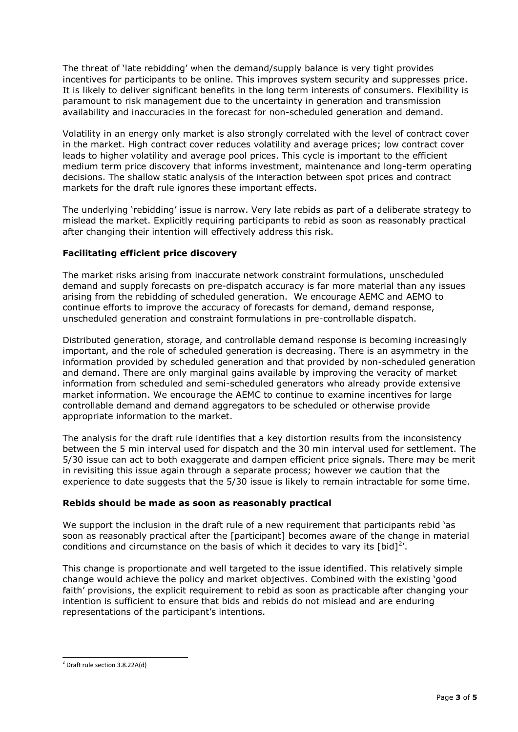The threat of 'late rebidding' when the demand/supply balance is very tight provides incentives for participants to be online. This improves system security and suppresses price. It is likely to deliver significant benefits in the long term interests of consumers. Flexibility is paramount to risk management due to the uncertainty in generation and transmission availability and inaccuracies in the forecast for non-scheduled generation and demand.

Volatility in an energy only market is also strongly correlated with the level of contract cover in the market. High contract cover reduces volatility and average prices; low contract cover leads to higher volatility and average pool prices. This cycle is important to the efficient medium term price discovery that informs investment, maintenance and long-term operating decisions. The shallow static analysis of the interaction between spot prices and contract markets for the draft rule ignores these important effects.

The underlying 'rebidding' issue is narrow. Very late rebids as part of a deliberate strategy to mislead the market. Explicitly requiring participants to rebid as soon as reasonably practical after changing their intention will effectively address this risk.

### Facilitating efficient price discovery

The market risks arising from inaccurate network constraint formulations, unscheduled demand and supply forecasts on pre-dispatch accuracy is far more material than any issues arising from the rebidding of scheduled generation. We encourage AEMC and AEMO to continue efforts to improve the accuracy of forecasts for demand, demand response, unscheduled generation and constraint formulations in pre-controllable dispatch.

Distributed generation, storage, and controllable demand response is becoming increasingly important, and the role of scheduled generation is decreasing. There is an asymmetry in the information provided by scheduled generation and that provided by non-scheduled generation and demand. There are only marginal gains available by improving the veracity of market information from scheduled and semi-scheduled generators who already provide extensive market information. We encourage the AEMC to continue to examine incentives for large controllable demand and demand aggregators to be scheduled or otherwise provide appropriate information to the market.

The analysis for the draft rule identifies that a key distortion results from the inconsistency between the 5 min interval used for dispatch and the 30 min interval used for settlement. The 5/30 issue can act to both exaggerate and dampen efficient price signals. There may be merit in revisiting this issue again through a separate process; however we caution that the experience to date suggests that the 5/30 issue is likely to remain intractable for some time.

### Rebids should be made as soon as reasonably practical

We support the inclusion in the draft rule of a new requirement that participants rebid 'as soon as reasonably practical after the [participant] becomes aware of the change in material conditions and circumstance on the basis of which it decides to vary its [bid][2]'.

This change is proportionate and well targeted to the issue identified. This relatively simple change would achieve the policy and market objectives. Combined with the existing 'good faith' provisions, the explicit requirement to rebid as soon as practicable after changing your intention is sufficient to ensure that bids and rebids do not mislead and are enduring representations of the participant's intentions.

[2] Draft rule section 3.8.22A(d)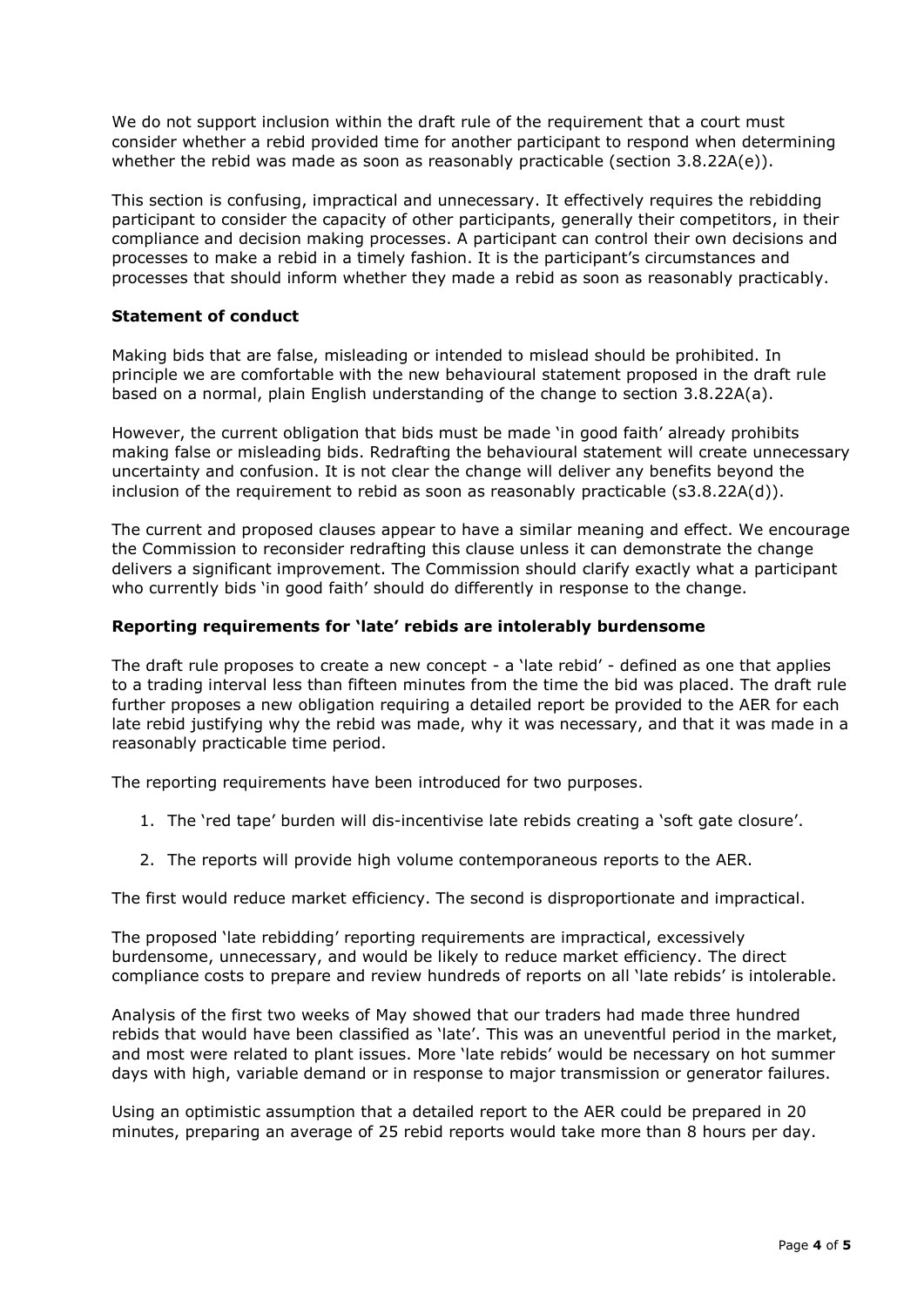We do not support inclusion within the draft rule of the requirement that a court must consider whether a rebid provided time for another participant to respond when determining whether the rebid was made as soon as reasonably practicable (section 3.8.22A(e)).

This section is confusing, impractical and unnecessary. It effectively requires the rebidding participant to consider the capacity of other participants, generally their competitors, in their compliance and decision making processes. A participant can control their own decisions and processes to make a rebid in a timely fashion. It is the participant's circumstances and processes that should inform whether they made a rebid as soon as reasonably practicably.

**Statement of conduct**

Making bids that are false, misleading or intended to mislead should be prohibited. In principle we are comfortable with the new behavioural statement proposed in the draft rule based on a normal, plain English understanding of the change to section 3.8.22A(a).

However, the current obligation that bids must be made 'in good faith' already prohibits making false or misleading bids. Redrafting the behavioural statement will create unnecessary uncertainty and confusion. It is not clear the change will deliver any benefits beyond the inclusion of the requirement to rebid as soon as reasonably practicable (s3.8.22A(d)).

The current and proposed clauses appear to have a similar meaning and effect. We encourage the Commission to reconsider redrafting this clause unless it can demonstrate the change delivers a significant improvement. The Commission should clarify exactly what a participant who currently bids 'in good faith' should do differently in response to the change.

**Reporting requirements for 'late' rebids are intolerably burdensome**

The draft rule proposes to create a new concept - a 'late rebid' - defined as one that applies to a trading interval less than fifteen minutes from the time the bid was placed. The draft rule further proposes a new obligation requiring a detailed report be provided to the AER for each late rebid justifying why the rebid was made, why it was necessary, and that it was made in a reasonably practicable time period.

The reporting requirements have been introduced for two purposes.

1. The 'red tape' burden will dis-incentivise late rebids creating a 'soft gate closure'.
2. The reports will provide high volume contemporaneous reports to the AER.

The first would reduce market efficiency. The second is disproportionate and impractical.

The proposed 'late rebidding' reporting requirements are impractical, excessively burdensome, unnecessary, and would be likely to reduce market efficiency. The direct compliance costs to prepare and review hundreds of reports on all 'late rebids' is intolerable.

Analysis of the first two weeks of May showed that our traders had made three hundred rebids that would have been classified as 'late'. This was an uneventful period in the market, and most were related to plant issues. More 'late rebids' would be necessary on hot summer days with high, variable demand or in response to major transmission or generator failures.

Using an optimistic assumption that a detailed report to the AER could be prepared in 20 minutes, preparing an average of 25 rebid reports would take more than 8 hours per day.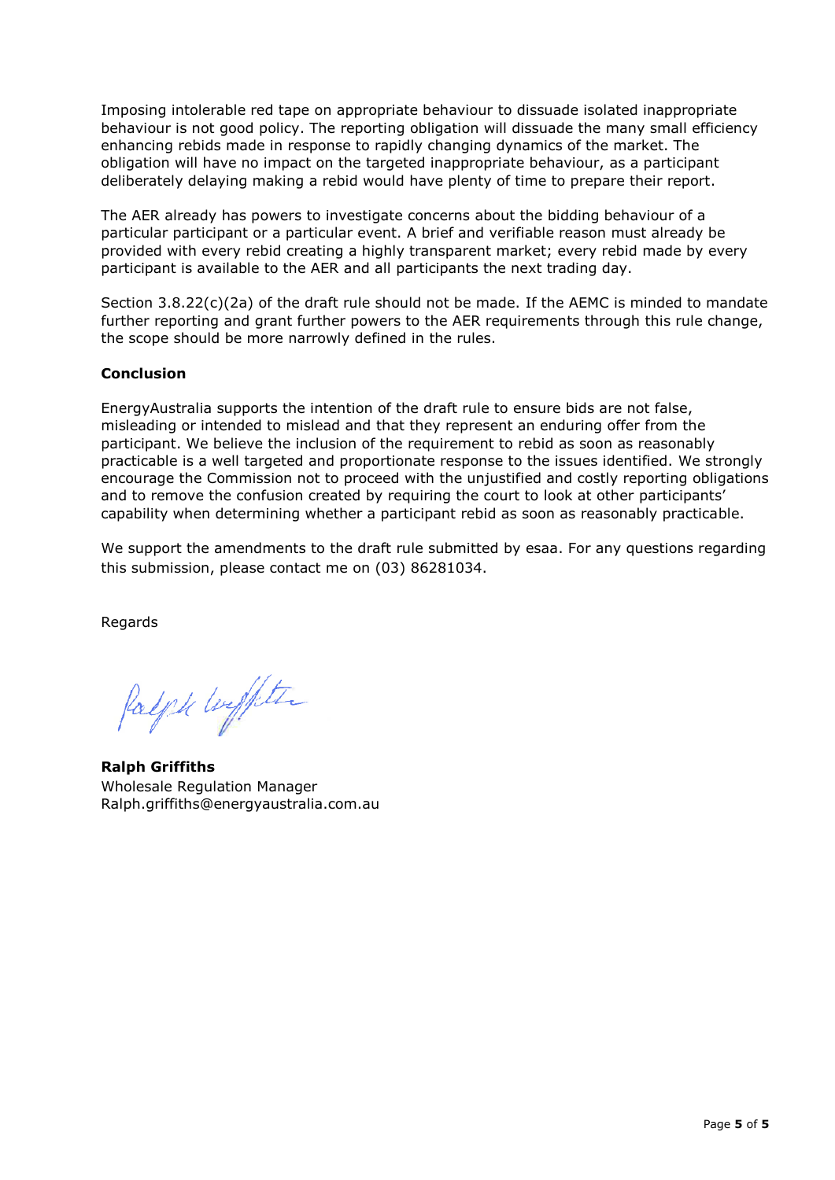Imposing intolerable red tape on appropriate behaviour to dissuade isolated inappropriate behaviour is not good policy. The reporting obligation will dissuade the many small efficiency enhancing rebids made in response to rapidly changing dynamics of the market. The obligation will have no impact on the targeted inappropriate behaviour, as a participant deliberately delaying making a rebid would have plenty of time to prepare their report.

The AER already has powers to investigate concerns about the bidding behaviour of a particular participant or a particular event. A brief and verifiable reason must already be provided with every rebid creating a highly transparent market; every rebid made by every participant is available to the AER and all participants the next trading day.

Section 3.8.22(c)(2a) of the draft rule should not be made. If the AEMC is minded to mandate further reporting and grant further powers to the AER requirements through this rule change, the scope should be more narrowly defined in the rules.

**Conclusion**

EnergyAustralia supports the intention of the draft rule to ensure bids are not false, misleading or intended to mislead and that they represent an enduring offer from the participant. We believe the inclusion of the requirement to rebid as soon as reasonably practicable is a well targeted and proportionate response to the issues identified. We strongly encourage the Commission not to proceed with the unjustified and costly reporting obligations and to remove the confusion created by requiring the court to look at other participants' capability when determining whether a participant rebid as soon as reasonably practicable.

We support the amendments to the draft rule submitted by esaa. For any questions regarding this submission, please contact me on (03) 86281034.

Regards

**Ralph Griffiths**
Wholesale Regulation Manager
Ralph.griffiths@energyaustralia.com.au